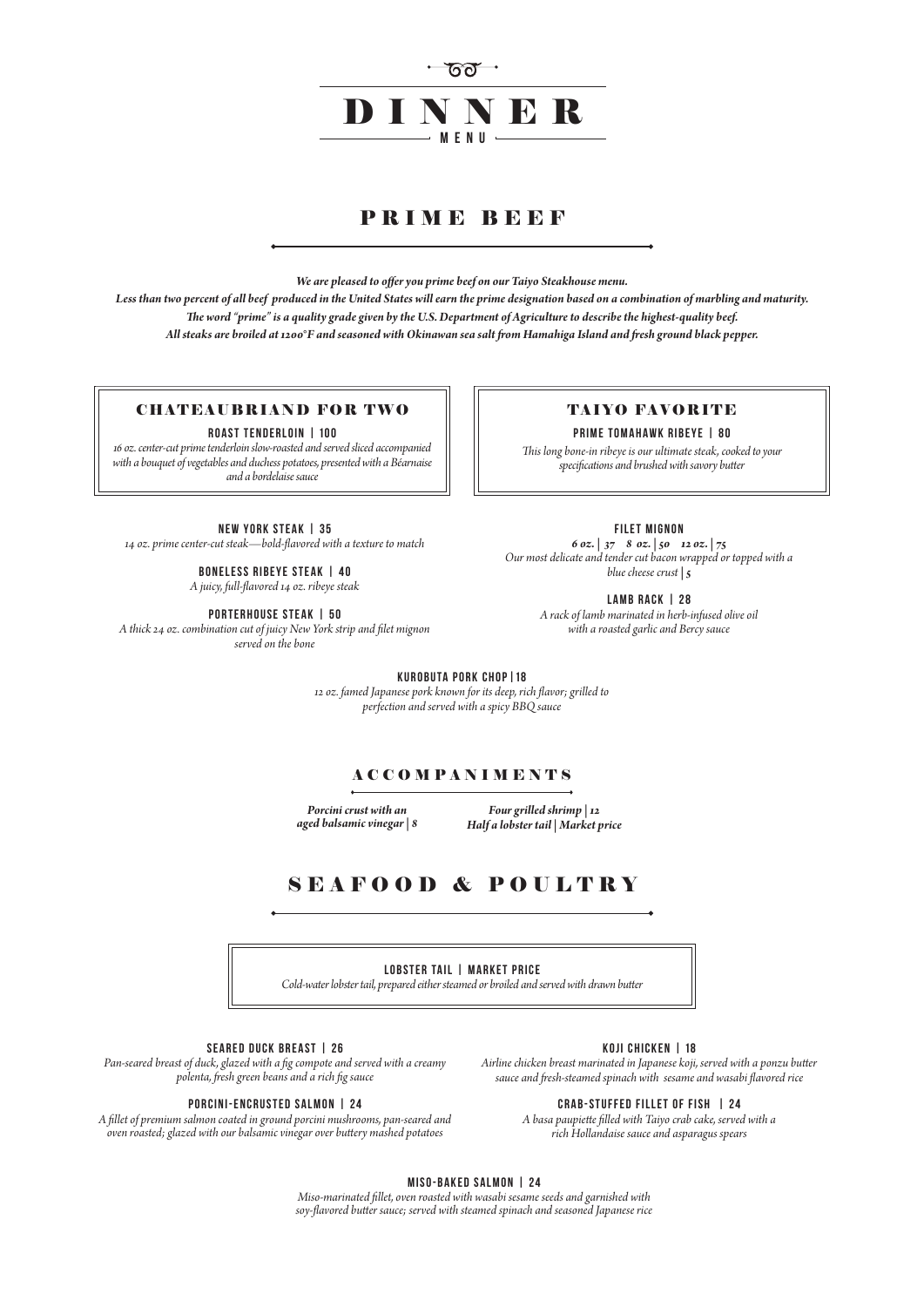# DINNER
MENU

## PRIME BEEF

***We are pleased to offer you prime beef on our Taiyo Steakhouse menu.***
***Less than two percent of all beef produced in the United States will earn the prime designation based on a combination of marbling and maturity.***
***The word "prime" is a quality grade given by the U.S. Department of Agriculture to describe the highest-quality beef.***
***All steaks are broiled at 1200°F and seasoned with Okinawan sea salt from Hamahiga Island and fresh ground black pepper.***

### CHATEAUBRIAND FOR TWO

**ROAST TENDERLOIN | 100**

*16 oz. center-cut prime tenderloin slow-roasted and served sliced accompanied with a bouquet of vegetables and duchess potatoes, presented with a Béarnaise and a bordelaise sauce*

### TAIYO FAVORITE

**PRIME TOMAHAWK RIBEYE | 80**

*This long bone-in ribeye is our ultimate steak, cooked to your specifications and brushed with savory butter*

**NEW YORK STEAK | 35**

*14 oz. prime center-cut steak—bold-flavored with a texture to match*

**BONELESS RIBEYE STEAK | 40**

*A juicy, full-flavored 14 oz. ribeye steak*

**PORTERHOUSE STEAK | 50**

*A thick 24 oz. combination cut of juicy New York strip and filet mignon served on the bone*

**FILET MIGNON**

***6 oz. | 37 8 oz. | 50 12 oz. | 75***

*Our most delicate and tender cut bacon wrapped or topped with a blue cheese crust | 5*

**LAMB RACK | 28**

*A rack of lamb marinated in herb-infused olive oil with a roasted garlic and Bercy sauce*

**KUROBUTA PORK CHOP | 18**

*12 oz. famed Japanese pork known for its deep, rich flavor; grilled to perfection and served with a spicy BBQ sauce*

### ACCOMPANIMENTS

***Porcini crust with an aged balsamic vinegar | 8***

***Four grilled shrimp | 12***
***Half a lobster tail | Market price***

## SEAFOOD & POULTRY

**LOBSTER TAIL | MARKET PRICE**

*Cold-water lobster tail, prepared either steamed or broiled and served with drawn butter*

**SEARED DUCK BREAST | 26**

*Pan-seared breast of duck, glazed with a fig compote and served with a creamy polenta, fresh green beans and a rich fig sauce*

**PORCINI-ENCRUSTED SALMON | 24**

*A fillet of premium salmon coated in ground porcini mushrooms, pan-seared and oven roasted; glazed with our balsamic vinegar over buttery mashed potatoes*

**KOJI CHICKEN | 18**

*Airline chicken breast marinated in Japanese koji, served with a ponzu butter sauce and fresh-steamed spinach with sesame and wasabi flavored rice*

**CRAB-STUFFED FILLET OF FISH | 24**

*A basa paupiette filled with Taiyo crab cake, served with a rich Hollandaise sauce and asparagus spears*

**MISO-BAKED SALMON | 24**

*Miso-marinated fillet, oven roasted with wasabi sesame seeds and garnished with soy-flavored butter sauce; served with steamed spinach and seasoned Japanese rice*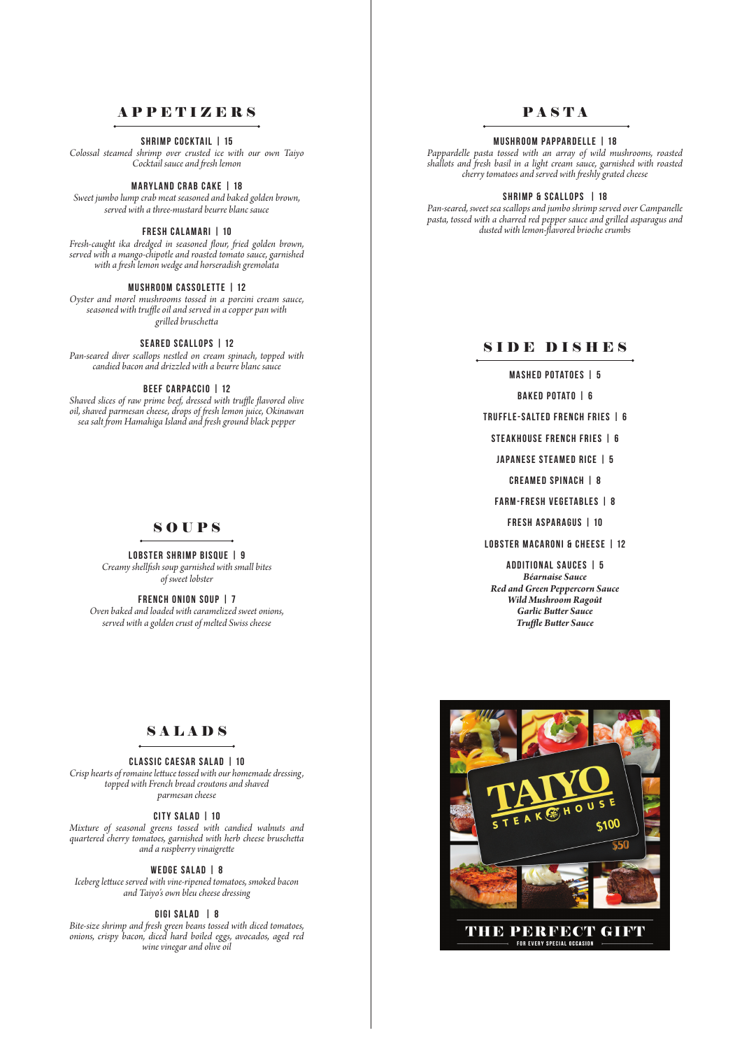## APPETIZERS

**SHRIMP COCKTAIL | 15**
*Colossal steamed shrimp over crusted ice with our own Taiyo Cocktail sauce and fresh lemon*

**MARYLAND CRAB CAKE | 18**
*Sweet jumbo lump crab meat seasoned and baked golden brown, served with a three-mustard beurre blanc sauce*

**FRESH CALAMARI | 10**
*Fresh-caught ika dredged in seasoned flour, fried golden brown, served with a mango-chipotle and roasted tomato sauce, garnished with a fresh lemon wedge and horseradish gremolata*

**MUSHROOM CASSOLETTE | 12**
*Oyster and morel mushrooms tossed in a porcini cream sauce, seasoned with truffle oil and served in a copper pan with grilled bruschetta*

**SEARED SCALLOPS | 12**
*Pan-seared diver scallops nestled on cream spinach, topped with candied bacon and drizzled with a beurre blanc sauce*

**BEEF CARPACCIO | 12**
*Shaved slices of raw prime beef, dressed with truffle flavored olive oil, shaved parmesan cheese, drops of fresh lemon juice, Okinawan sea salt from Hamahiga Island and fresh ground black pepper*

## SOUPS

**LOBSTER SHRIMP BISQUE | 9**
*Creamy shellfish soup garnished with small bites of sweet lobster*

**FRENCH ONION SOUP | 7**
*Oven baked and loaded with caramelized sweet onions, served with a golden crust of melted Swiss cheese*

## SALADS

**CLASSIC CAESAR SALAD | 10**
*Crisp hearts of romaine lettuce tossed with our homemade dressing, topped with French bread croutons and shaved parmesan cheese*

**CITY SALAD | 10**
*Mixture of seasonal greens tossed with candied walnuts and quartered cherry tomatoes, garnished with herb cheese bruschetta and a raspberry vinaigrette*

**WEDGE SALAD | 8**
*Iceberg lettuce served with vine-ripened tomatoes, smoked bacon and Taiyo's own bleu cheese dressing*

**GIGI SALAD | 8**
*Bite-size shrimp and fresh green beans tossed with diced tomatoes, onions, crispy bacon, diced hard boiled eggs, avocados, aged red wine vinegar and olive oil*

## PASTA

**MUSHROOM PAPPARDELLE | 18**
*Pappardelle pasta tossed with an array of wild mushrooms, roasted shallots and fresh basil in a light cream sauce, garnished with roasted cherry tomatoes and served with freshly grated cheese*

**SHRIMP & SCALLOPS | 18**
*Pan-seared, sweet sea scallops and jumbo shrimp served over Campanelle pasta, tossed with a charred red pepper sauce and grilled asparagus and dusted with lemon-flavored brioche crumbs*

## SIDE DISHES

**MASHED POTATOES | 5**

**BAKED POTATO | 6**

**TRUFFLE-SALTED FRENCH FRIES | 6**

**STEAKHOUSE FRENCH FRIES | 6**

**JAPANESE STEAMED RICE | 5**

**CREAMED SPINACH | 8**

**FARM-FRESH VEGETABLES | 8**

**FRESH ASPARAGUS | 10**

**LOBSTER MACARONI & CHEESE | 12**

**ADDITIONAL SAUCES | 5**
***Béarnaise Sauce***
***Red and Green Peppercorn Sauce***
***Wild Mushroom Ragoût***
***Garlic Butter Sauce***
***Truffle Butter Sauce***

TAIYO STEAKHOUSE $100 $50

THE PERFECT GIFT
FOR EVERY SPECIAL OCCASION